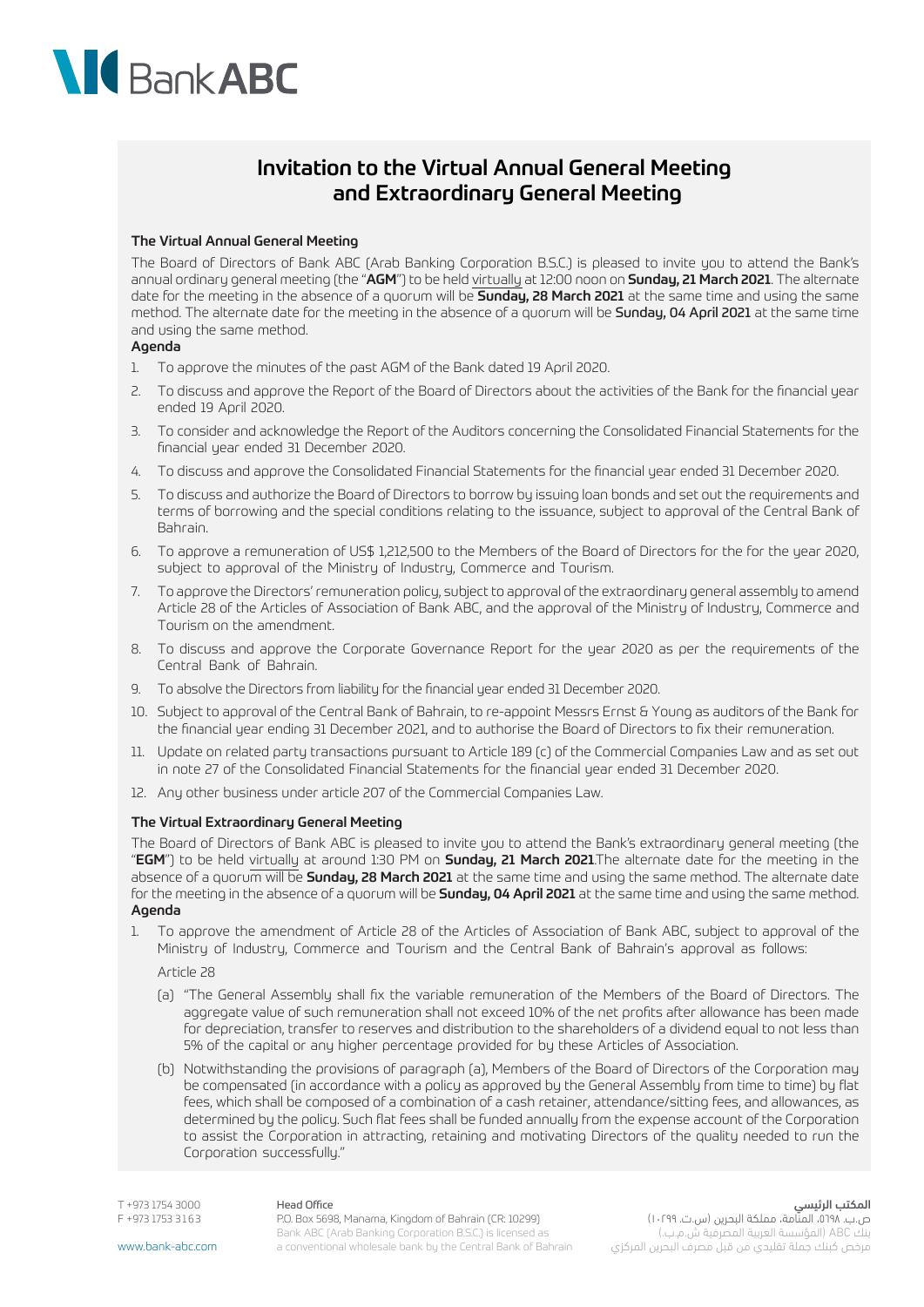# Bank ABC

## Invitation to the Virtual Annual General Meeting and Extraordinary General Meeting

### The Virtual Annual General Meeting

The Board of Directors of Bank ABC (Arab Banking Corporation B.S.C.) is pleased to invite you to attend the Bank's annual ordinary general meeting (the "**AGM**") to be held virtually at 12:00 noon on **Sunday, 21 March 2021**. The alternate date for the meeting in the absence of a quorum will be **Sunday, 28 March 2021** at the same time and using the same method. The alternate date for the meeting in the absence of a quorum will be **Sunday, 04 April 2021** at the same time and using the same method.

**Agenda**

1. To approve the minutes of the past AGM of the Bank dated 19 April 2020.
2. To discuss and approve the Report of the Board of Directors about the activities of the Bank for the financial year ended 19 April 2020.
3. To consider and acknowledge the Report of the Auditors concerning the Consolidated Financial Statements for the financial year ended 31 December 2020.
4. To discuss and approve the Consolidated Financial Statements for the financial year ended 31 December 2020.
5. To discuss and authorize the Board of Directors to borrow by issuing loan bonds and set out the requirements and terms of borrowing and the special conditions relating to the issuance, subject to approval of the Central Bank of Bahrain.
6. To approve a remuneration of US$ 1,212,500 to the Members of the Board of Directors for the for the year 2020, subject to approval of the Ministry of Industry, Commerce and Tourism.
7. To approve the Directors' remuneration policy, subject to approval of the extraordinary general assembly to amend Article 28 of the Articles of Association of Bank ABC, and the approval of the Ministry of Industry, Commerce and Tourism on the amendment.
8. To discuss and approve the Corporate Governance Report for the year 2020 as per the requirements of the Central Bank of Bahrain.
9. To absolve the Directors from liability for the financial year ended 31 December 2020.
10. Subject to approval of the Central Bank of Bahrain, to re-appoint Messrs Ernst & Young as auditors of the Bank for the financial year ending 31 December 2021, and to authorise the Board of Directors to fix their remuneration.
11. Update on related party transactions pursuant to Article 189 (c) of the Commercial Companies Law and as set out in note 27 of the Consolidated Financial Statements for the financial year ended 31 December 2020.
12. Any other business under article 207 of the Commercial Companies Law.

### The Virtual Extraordinary General Meeting

The Board of Directors of Bank ABC is pleased to invite you to attend the Bank's extraordinary general meeting (the "**EGM**") to be held virtually at around 1:30 PM on **Sunday, 21 March 2021**.The alternate date for the meeting in the absence of a quorum will be **Sunday, 28 March 2021** at the same time and using the same method. The alternate date for the meeting in the absence of a quorum will be **Sunday, 04 April 2021** at the same time and using the same method.

**Agenda**

1. To approve the amendment of Article 28 of the Articles of Association of Bank ABC, subject to approval of the Ministry of Industry, Commerce and Tourism and the Central Bank of Bahrain's approval as follows:

   Article 28

   (a) "The General Assembly shall fix the variable remuneration of the Members of the Board of Directors. The aggregate value of such remuneration shall not exceed 10% of the net profits after allowance has been made for depreciation, transfer to reserves and distribution to the shareholders of a dividend equal to not less than 5% of the capital or any higher percentage provided for by these Articles of Association.

   (b) Notwithstanding the provisions of paragraph (a), Members of the Board of Directors of the Corporation may be compensated (in accordance with a policy as approved by the General Assembly from time to time) by flat fees, which shall be composed of a combination of a cash retainer, attendance/sitting fees, and allowances, as determined by the policy. Such flat fees shall be funded annually from the expense account of the Corporation to assist the Corporation in attracting, retaining and motivating Directors of the quality needed to run the Corporation successfully."

T +973 1754 3000
F +973 1753 3163
www.bank-abc.com

**Head Office**
P.O. Box 5698, Manama, Kingdom of Bahrain (CR: 10299)
Bank ABC (Arab Banking Corporation B.S.C.) is licensed as a conventional wholesale bank by the Central Bank of Bahrain

**المكتب الرئيسي**
ص.ب. ٥٦٩٨، المنامة، مملكة البحرين (س.ت. ١٠٢٩٩)
بنك ABC (المؤسسة العربية المصرفية ش.م.ب.)
مرخص كبنك جملة تقليدي من قبل مصرف البحرين المركزي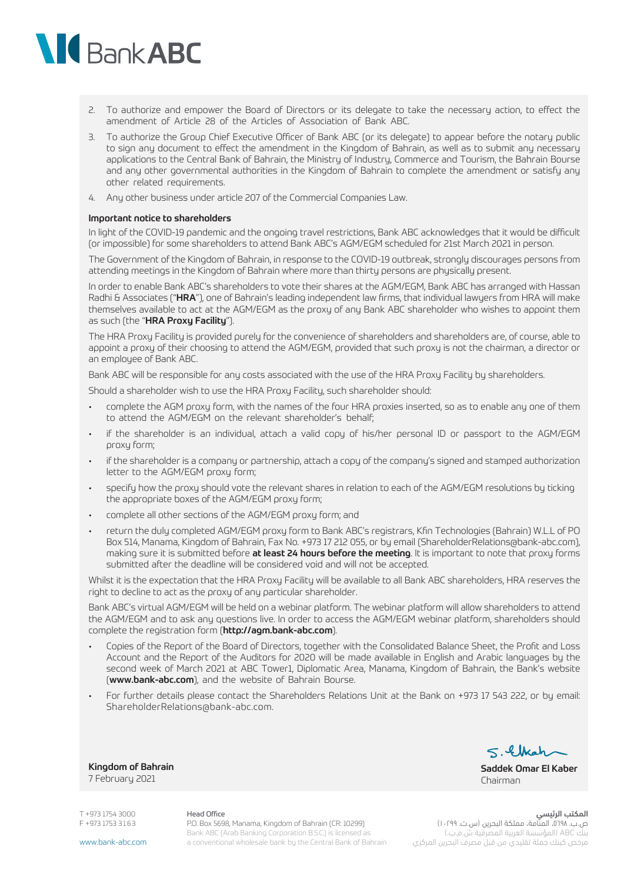2. To authorize and empower the Board of Directors or its delegate to take the necessary action, to effect the amendment of Article 28 of the Articles of Association of Bank ABC.
3. To authorize the Group Chief Executive Officer of Bank ABC (or its delegate) to appear before the notary public to sign any document to effect the amendment in the Kingdom of Bahrain, as well as to submit any necessary applications to the Central Bank of Bahrain, the Ministry of Industry, Commerce and Tourism, the Bahrain Bourse and any other governmental authorities in the Kingdom of Bahrain to complete the amendment or satisfy any other related requirements.
4. Any other business under article 207 of the Commercial Companies Law.

**Important notice to shareholders**

In light of the COVID-19 pandemic and the ongoing travel restrictions, Bank ABC acknowledges that it would be difficult (or impossible) for some shareholders to attend Bank ABC's AGM/EGM scheduled for 21st March 2021 in person.

The Government of the Kingdom of Bahrain, in response to the COVID-19 outbreak, strongly discourages persons from attending meetings in the Kingdom of Bahrain where more than thirty persons are physically present.

In order to enable Bank ABC's shareholders to vote their shares at the AGM/EGM, Bank ABC has arranged with Hassan Radhi & Associates ("**HRA**"), one of Bahrain's leading independent law firms, that individual lawyers from HRA will make themselves available to act at the AGM/EGM as the proxy of any Bank ABC shareholder who wishes to appoint them as such (the "**HRA Proxy Facility**").

The HRA Proxy Facility is provided purely for the convenience of shareholders and shareholders are, of course, able to appoint a proxy of their choosing to attend the AGM/EGM, provided that such proxy is not the chairman, a director or an employee of Bank ABC.

Bank ABC will be responsible for any costs associated with the use of the HRA Proxy Facility by shareholders.

Should a shareholder wish to use the HRA Proxy Facility, such shareholder should:

- complete the AGM proxy form, with the names of the four HRA proxies inserted, so as to enable any one of them to attend the AGM/EGM on the relevant shareholder's behalf;
- if the shareholder is an individual, attach a valid copy of his/her personal ID or passport to the AGM/EGM proxy form;
- if the shareholder is a company or partnership, attach a copy of the company's signed and stamped authorization letter to the AGM/EGM proxy form;
- specify how the proxy should vote the relevant shares in relation to each of the AGM/EGM resolutions by ticking the appropriate boxes of the AGM/EGM proxy form;
- complete all other sections of the AGM/EGM proxy form; and
- return the duly completed AGM/EGM proxy form to Bank ABC's registrars, Kfin Technologies (Bahrain) W.L.L of PO Box 514, Manama, Kingdom of Bahrain, Fax No. +973 17 212 055, or by email (ShareholderRelations@bank-abc.com), making sure it is submitted before **at least 24 hours before the meeting**. It is important to note that proxy forms submitted after the deadline will be considered void and will not be accepted.

Whilst it is the expectation that the HRA Proxy Facility will be available to all Bank ABC shareholders, HRA reserves the right to decline to act as the proxy of any particular shareholder.

Bank ABC's virtual AGM/EGM will be held on a webinar platform. The webinar platform will allow shareholders to attend the AGM/EGM and to ask any questions live. In order to access the AGM/EGM webinar platform, shareholders should complete the registration form (**http://agm.bank-abc.com**).

- Copies of the Report of the Board of Directors, together with the Consolidated Balance Sheet, the Profit and Loss Account and the Report of the Auditors for 2020 will be made available in English and Arabic languages by the second week of March 2021 at ABC Tower1, Diplomatic Area, Manama, Kingdom of Bahrain, the Bank's website (**www.bank-abc.com**), and the website of Bahrain Bourse.
- For further details please contact the Shareholders Relations Unit at the Bank on +973 17 543 222, or by email: ShareholderRelations@bank-abc.com.

**Kingdom of Bahrain**
7 February 2021

**Saddek Omar El Kaber**
Chairman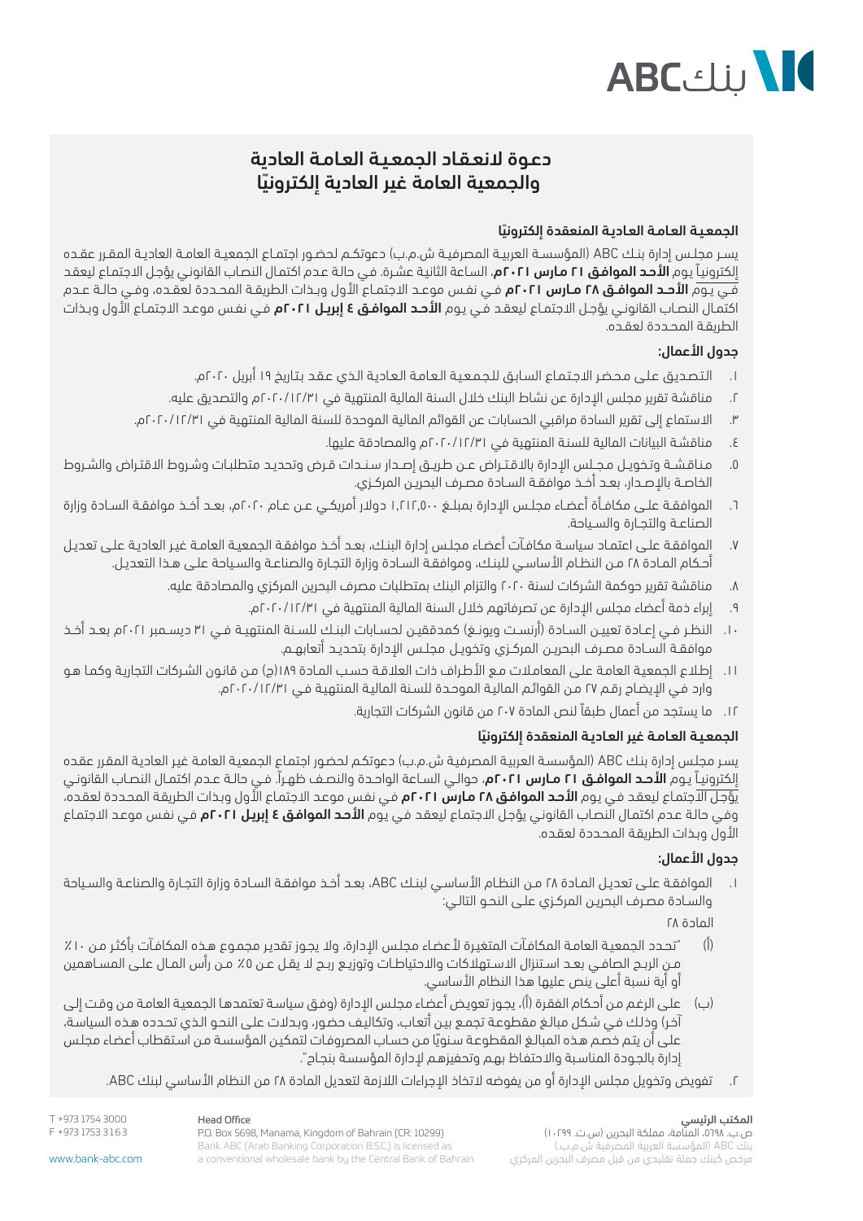# دعوة لانعقاد الجمعية العامة العادية والجمعية العامة غير العادية إلكترونيّا

## الجمعية العامة العادية المنعقدة إلكترونيّا

يسر مجلس إدارة بنك ABC (المؤسسة العربية المصرفية ش.م.ب) دعوتكم لحضور اجتماع الجمعية العامة العادية المقرر عقده إلكترونياً يوم **الأحد الموافق ٢١ مارس ٢٠٢١م**، الساعة الثانية عشرة. في حالة عدم اكتمال النصاب القانوني يؤجل الاجتماع ليعقد في يوم **الأحد الموافق ٢٨ مارس ٢٠٢١م** في نفس موعد الاجتماع الأول وبذات الطريقة المحددة لعقده، وفي حالة عدم اكتمال النصاب القانوني يؤجل الاجتماع ليعقد في يوم **الأحد الموافق ٤ إبريل ٢٠٢١م** في نفس موعد الاجتماع الأول وبذات الطريقة المحددة لعقده.

### جدول الأعمال:

١. التصديق على محضر الاجتماع السابق للجمعية العامة العادية الذي عقد بتاريخ ١٩ أبريل ٢٠٢٠م.

٢. مناقشة تقرير مجلس الإدارة عن نشاط البنك خلال السنة المالية المنتهية في ٢٠٢٠/١٢/٣١م والتصديق عليه.

٣. الاستماع إلى تقرير السادة مراقبي الحسابات عن القوائم المالية الموحدة للسنة المالية المنتهية في ٢٠٢٠/١٢/٣١م.

٤. مناقشة البيانات المالية للسنة المنتهية في ٢٠٢٠/١٢/٣١م والمصادقة عليها.

٥. مناقشة وتخويل مجلس الإدارة بالاقتراض عن طريق إصدار سندات قرض وتحديد متطلبات وشروط الاقتراض والشروط الخاصة بالإصدار، بعد أخذ موافقة السادة مصرف البحرين المركزي.

٦. الموافقة على مكافأة أعضاء مجلس الإدارة بمبلغ ١,٢١٢,٥٠٠ دولار أمريكي عن عام ٢٠٢٠م، بعد أخذ موافقة السادة وزارة الصناعة والتجارة والسياحة.

٧. الموافقة على اعتماد سياسة مكافآت أعضاء مجلس إدارة البنك، بعد أخذ موافقة الجمعية العامة غير العادية على تعديل أحكام المادة ٢٨ من النظام الأساسي للبنك، وموافقة السادة وزارة التجارة والصناعة والسياحة على هذا التعديل.

٨. مناقشة تقرير حوكمة الشركات لسنة ٢٠٢٠ والتزام البنك بمتطلبات مصرف البحرين المركزي والمصادقة عليه.

٩. إبراء ذمة أعضاء مجلس الإدارة عن تصرفاتهم خلال السنة المالية المنتهية في ٢٠٢٠/١٢/٣١م.

١٠. النظر في إعادة تعيين السادة (أرنست ويونغ) كمدققين لحسابات البنك للسنة المنتهية في ٣١ ديسمبر ٢٠٢١م بعد أخذ موافقة السادة مصرف البحرين المركزي وتخويل مجلس الإدارة بتحديد أتعابهم.

١١. إطلاع الجمعية العامة على المعاملات مع الأطراف ذات العلاقة حسب المادة ١٨٩(ج) من قانون الشركات التجارية وكما هو وارد في الإيضاح رقم ٢٧ من القوائم المالية الموحدة للسنة المالية المنتهية في ٢٠٢٠/١٢/٣١م.

١٢. ما يستجد من أعمال طبقاً لنص المادة ٢٠٧ من قانون الشركات التجارية.

## الجمعية العامة غير العادية المنعقدة إلكترونيّا

يسر مجلس إدارة بنك ABC (المؤسسة العربية المصرفية ش.م.ب) دعوتكم لحضور اجتماع الجمعية العامة غير العادية المقرر عقده إلكترونياً يوم **الأحد الموافق ٢١ مارس ٢٠٢١م**، حوالي الساعة الواحدة والنصف ظهراً. في حالة عدم اكتمال النصاب القانوني يؤجل الاجتماع ليعقد في يوم **الأحد الموافق ٢٨ مارس ٢٠٢١م** في نفس موعد الاجتماع الأول وبذات الطريقة المحددة لعقده، وفي حالة عدم اكتمال النصاب القانوني يؤجل الاجتماع ليعقد في يوم **الأحد الموافق ٤ إبريل ٢٠٢١م** في نفس موعد الاجتماع الأول وبذات الطريقة المحددة لعقده.

### جدول الأعمال:

١. الموافقة على تعديل المادة ٢٨ من النظام الأساسي لبنك ABC، بعد أخذ موافقة السادة وزارة التجارة والصناعة والسياحة والسادة مصرف البحرين المركزي على النحو التالي:

المادة ٢٨

(أ) "تحدد الجمعية العامة المكافآت المتغيرة لأعضاء مجلس الإدارة، ولا يجوز تقدير مجموع هذه المكافآت بأكثر من ١٠٪ من الربح الصافي بعد استنزال الاستهلاكات والاحتياطات وتوزيع ربح لا يقل عن ٥٪ من رأس المال على المساهمين أو أية نسبة أعلى ينص عليها هذا النظام الأساسي.

(ب) على الرغم من أحكام الفقرة (أ)، يجوز تعويض أعضاء مجلس الإدارة (وفق سياسة تعتمدها الجمعية العامة من وقت إلى آخر) وذلك في شكل مبالغ مقطوعة تجمع بين أتعاب، وتكاليف حضور، وبدلات على النحو الذي تحدده هذه السياسة، على أن يتم خصم هذه المبالغ المقطوعة سنويّا من حساب المصروفات لتمكين المؤسسة من استقطاب أعضاء مجلس إدارة بالجودة المناسبة والاحتفاظ بهم وتحفيزهم لإدارة المؤسسة بنجاح".

٢. تفويض وتخويل مجلس الإدارة أو من يفوضه لاتخاذ الإجراءات اللازمة لتعديل المادة ٢٨ من النظام الأساسي لبنك ABC.

**المكتب الرئيسي**
ص.ب. ٥٦٩٨، المنامة، مملكة البحرين (س.ت. ١٠٢٩٩)
بنك ABC (المؤسسة العربية المصرفية ش.م.ب.)
مرخص كبنك جملة تقليدي من قبل مصرف البحرين المركزي

**Head Office**
P.O. Box 5698, Manama, Kingdom of Bahrain (CR: 10299)
Bank ABC (Arab Banking Corporation B.S.C.) is licensed as a conventional wholesale bank by the Central Bank of Bahrain

T +973 1754 3000
F +973 1753 3163
www.bank-abc.com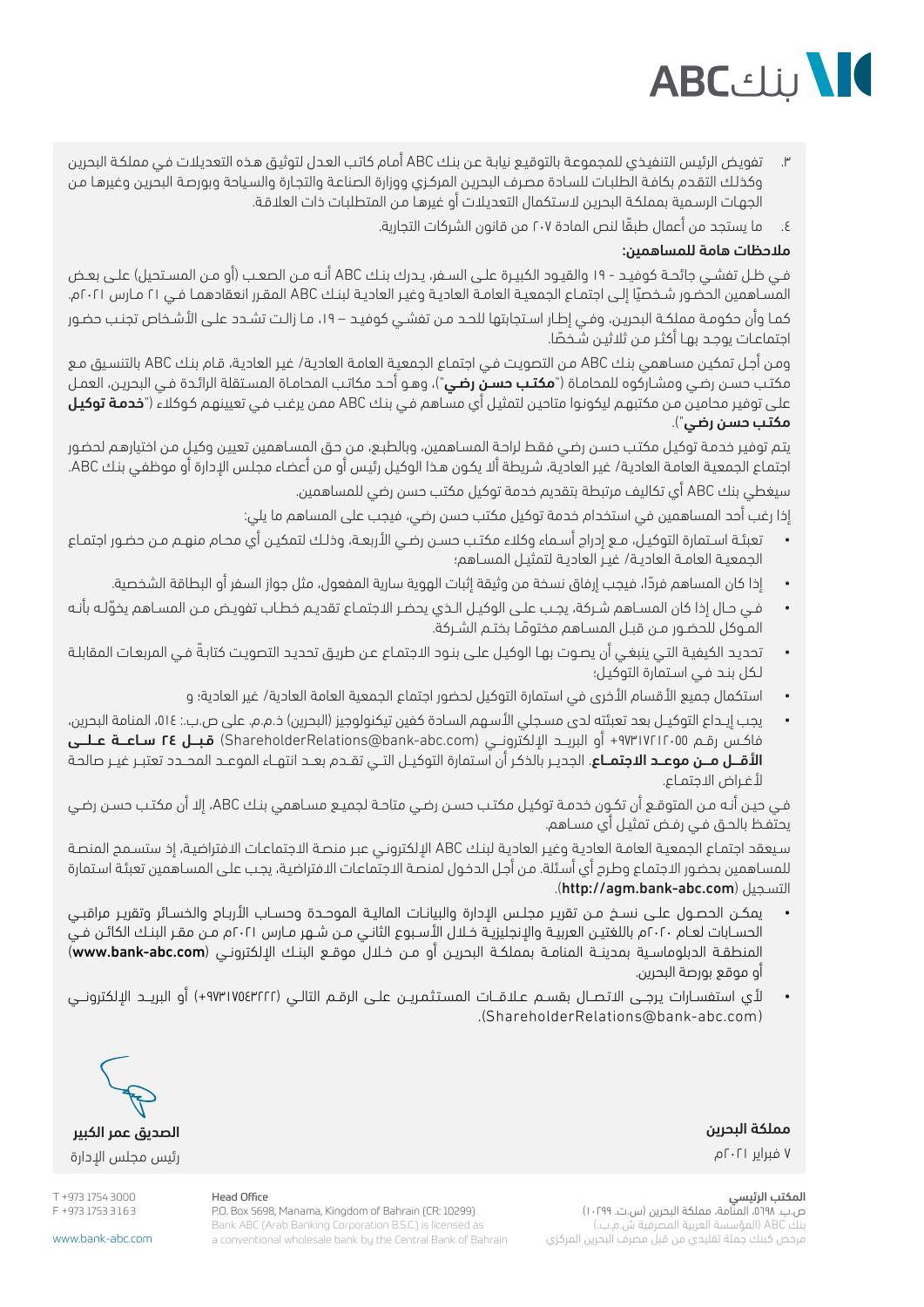٣. تفويض الرئيس التنفيذي للمجموعة بالتوقيع نيابة عن بنك ABC أمام كاتب العدل لتوثيق هذه التعديلات في مملكة البحرين وكذلك التقدم بكافة الطلبات للسادة مصرف البحرين المركزي ووزارة الصناعة والتجارة والسياحة وبورصة البحرين وغيرها من الجهات الرسمية بمملكة البحرين لاستكمال التعديلات أو غيرها من المتطلبات ذات العلاقة.

٤. ما يستجد من أعمال طبقًا لنص المادة ٢٠٧ من قانون الشركات التجارية.

**ملاحظات هامة للمساهمين:**

في ظل تفشي جائحة كوفيد - ١٩ والقيود الكبيرة على السفر، يدرك بنك ABC أنه من الصعب (أو من المستحيل) على بعض المساهمين الحضور شخصيًا إلى اجتماع الجمعية العامة العادية وغير العادية لبنك ABC المقرر انعقادهما في ٢١ مارس ٢٠٢١م.

كما وأن حكومة مملكة البحرين، وفي إطار استجابتها للحد من تفشي كوفيد – ١٩، ما زالت تشدد على الأشخاص تجنب حضور اجتماعات يوجد بها أكثر من ثلاثين شخصًا.

ومن أجل تمكين مساهمي بنك ABC من التصويت في اجتماع الجمعية العامة العادية/ غير العادية، قام بنك ABC بالتنسيق مع مكتب حسن رضي ومشاركوه للمحاماة ("**مكتب حسن رضي**")، وهو أحد مكاتب المحاماة المستقلة الرائدة في البحرين، العمل على توفير محامين من مكتبهم ليكونوا متاحين لتمثيل أي مساهم في بنك ABC ممن يرغب في تعيينهم كوكلاء ("**خدمة توكيل مكتب حسن رضي**").

يتم توفير خدمة توكيل مكتب حسن رضي فقط لراحة المساهمين، وبالطبع، من حق المساهمين تعيين وكيل من اختيارهم لحضور اجتماع الجمعية العامة العادية/ غير العادية، شريطة ألا يكون هذا الوكيل رئيس أو من أعضاء مجلس الإدارة أو موظفي بنك ABC.

سيغطي بنك ABC أي تكاليف مرتبطة بتقديم خدمة توكيل مكتب حسن رضي للمساهمين.

إذا رغب أحد المساهمين في استخدام خدمة توكيل مكتب حسن رضي، فيجب على المساهم ما يلي:

- تعبئة استمارة التوكيل، مع إدراج أسماء وكلاء مكتب حسن رضي الأربعة، وذلك لتمكين أي محام منهم من حضور اجتماع الجمعية العامة العادية/ غير العادية لتمثيل المساهم؛
- إذا كان المساهم فردًا، فيجب إرفاق نسخة من وثيقة إثبات الهوية سارية المفعول، مثل جواز السفر أو البطاقة الشخصية.
- في حال إذا كان المساهم شركة، يجب على الوكيل الذي يحضر الاجتماع تقديم خطاب تفويض من المساهم يخوّله بأنه الموكل للحضور من قبل المساهم مختومًا بختم الشركة.
- تحديد الكيفية التي ينبغي أن يصوت بها الوكيل على بنود الاجتماع عن طريق تحديد التصويت كتابةً في المربعات المقابلة لكل بند في استمارة التوكيل؛
- استكمال جميع الأقسام الأخرى في استمارة التوكيل لحضور اجتماع الجمعية العامة العادية/ غير العادية؛ و
- يجب إيداع التوكيل بعد تعبئته لدى مسجلي الأسهم السادة كفين تيكنولوجيز (البحرين) ذ.م.م. على ص.ب.: ٥١٤، المنامة البحرين، فاكس رقم ٩٧٣١٧٢١٢٠٥٥+ أو البريد الإلكتروني (ShareholderRelations@bank-abc.com) **قبل ٢٤ ساعة على الأقل من موعد الاجتماع**. الجدير بالذكر أن استمارة التوكيل التي تقدم بعد انتهاء الموعد المحدد تعتبر غير صالحة لأغراض الاجتماع.

في حين أنه من المتوقع أن تكون خدمة توكيل مكتب حسن رضي متاحة لجميع مساهمي بنك ABC، إلا أن مكتب حسن رضي يحتفظ بالحق في رفض تمثيل أي مساهم.

سيعقد اجتماع الجمعية العامة العادية وغير العادية لبنك ABC الإلكتروني عبر منصة الاجتماعات الافتراضية، إذ ستسمح المنصة للمساهمين بحضور الاجتماع وطرح أي أسئلة. من أجل الدخول لمنصة الاجتماعات الافتراضية، يجب على المساهمين تعبئة استمارة التسجيل (**http://agm.bank-abc.com**).

- يمكن الحصول على نسخ من تقرير مجلس الإدارة والبيانات المالية الموحدة وحساب الأرباح والخسائر وتقرير مراقبي الحسابات لعام ٢٠٢٠م باللغتين العربية والإنجليزية خلال الأسبوع الثاني من شهر مارس ٢٠٢١م من مقر البنك الكائن في المنطقة الدبلوماسية بمدينة المنامة بمملكة البحرين أو من خلال موقع البنك الإلكتروني (**www.bank-abc.com**) أو موقع بورصة البحرين.
- لأي استفسارات يرجى الاتصال بقسم علاقات المستثمرين على الرقم التالي (٩٧٣١٧٥٤٣٢٢٢+) أو البريد الإلكتروني (ShareholderRelations@bank-abc.com).

**مملكة البحرين**

٧ فبراير ٢٠٢١م

**الصديق عمر الكبير**

رئيس مجلس الإدارة

**المكتب الرئيسي**
ص.ب. ٥٦٩٨، المنامة، مملكة البحرين (س.ت. ١٠٢٩٩)
بنك ABC (المؤسسة العربية المصرفية ش.م.ب.)
مرخص كبنك جملة تقليدي من قبل مصرف البحرين المركزي

**Head Office**
P.O. Box 5698, Manama, Kingdom of Bahrain (CR: 10299)
Bank ABC (Arab Banking Corporation B.S.C.) is licensed as a conventional wholesale bank by the Central Bank of Bahrain

T +973 1754 3000
F +973 1753 3163
www.bank-abc.com